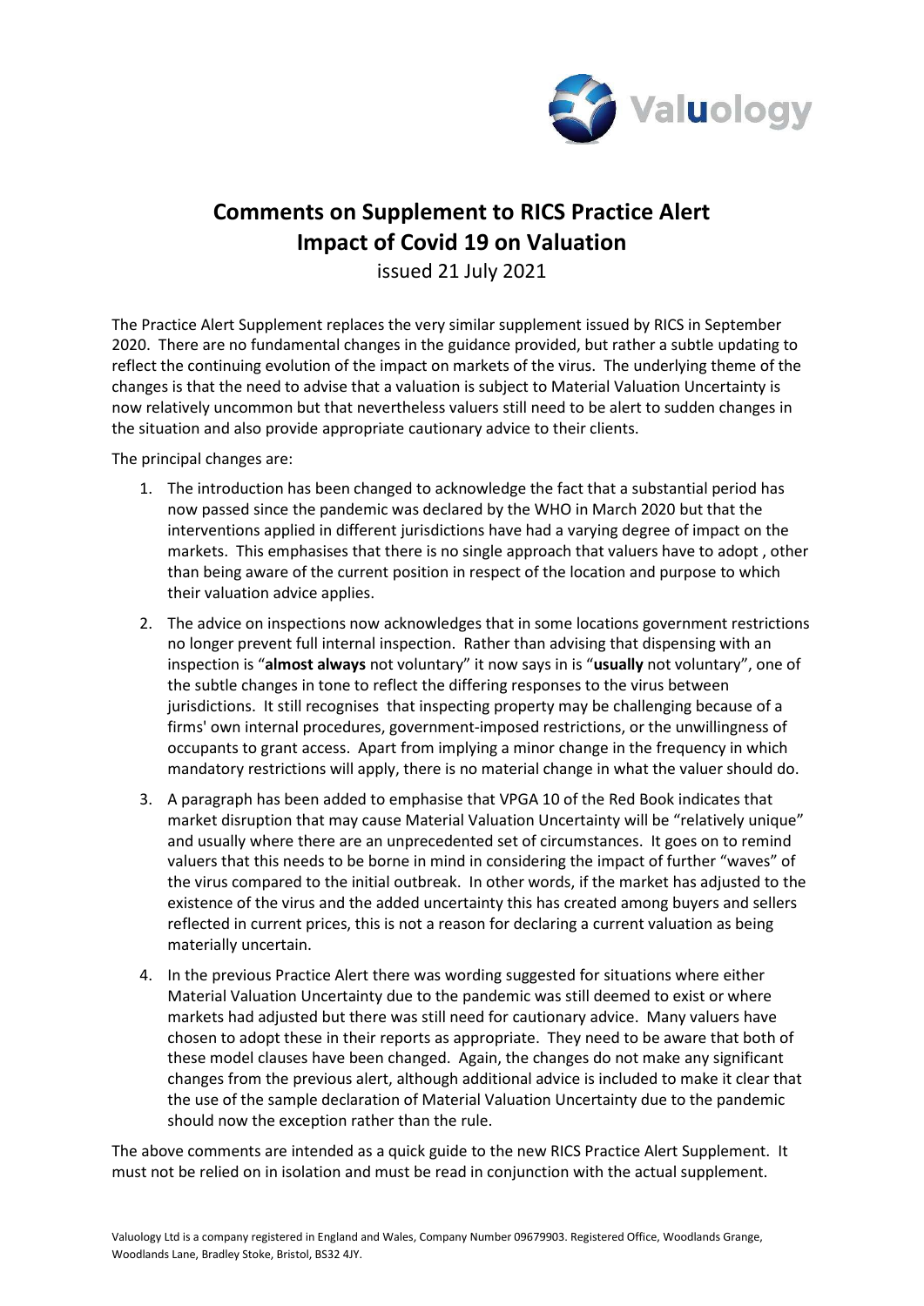# Comments on Supplement to RICS Practice Alert
# Impact of Covid 19 on Valuation

issued 21 July 2021

The Practice Alert Supplement replaces the very similar supplement issued by RICS in September 2020. There are no fundamental changes in the guidance provided, but rather a subtle updating to reflect the continuing evolution of the impact on markets of the virus. The underlying theme of the changes is that the need to advise that a valuation is subject to Material Valuation Uncertainty is now relatively uncommon but that nevertheless valuers still need to be alert to sudden changes in the situation and also provide appropriate cautionary advice to their clients.

The principal changes are:

1. The introduction has been changed to acknowledge the fact that a substantial period has now passed since the pandemic was declared by the WHO in March 2020 but that the interventions applied in different jurisdictions have had a varying degree of impact on the markets. This emphasises that there is no single approach that valuers have to adopt , other than being aware of the current position in respect of the location and purpose to which their valuation advice applies.
2. The advice on inspections now acknowledges that in some locations government restrictions no longer prevent full internal inspection. Rather than advising that dispensing with an inspection is "**almost always** not voluntary" it now says in is "**usually** not voluntary", one of the subtle changes in tone to reflect the differing responses to the virus between jurisdictions. It still recognises that inspecting property may be challenging because of a firms' own internal procedures, government-imposed restrictions, or the unwillingness of occupants to grant access. Apart from implying a minor change in the frequency in which mandatory restrictions will apply, there is no material change in what the valuer should do.
3. A paragraph has been added to emphasise that VPGA 10 of the Red Book indicates that market disruption that may cause Material Valuation Uncertainty will be "relatively unique" and usually where there are an unprecedented set of circumstances. It goes on to remind valuers that this needs to be borne in mind in considering the impact of further "waves" of the virus compared to the initial outbreak. In other words, if the market has adjusted to the existence of the virus and the added uncertainty this has created among buyers and sellers reflected in current prices, this is not a reason for declaring a current valuation as being materially uncertain.
4. In the previous Practice Alert there was wording suggested for situations where either Material Valuation Uncertainty due to the pandemic was still deemed to exist or where markets had adjusted but there was still need for cautionary advice. Many valuers have chosen to adopt these in their reports as appropriate. They need to be aware that both of these model clauses have been changed. Again, the changes do not make any significant changes from the previous alert, although additional advice is included to make it clear that the use of the sample declaration of Material Valuation Uncertainty due to the pandemic should now the exception rather than the rule.

The above comments are intended as a quick guide to the new RICS Practice Alert Supplement. It must not be relied on in isolation and must be read in conjunction with the actual supplement.

Valuology Ltd is a company registered in England and Wales, Company Number 09679903. Registered Office, Woodlands Grange, Woodlands Lane, Bradley Stoke, Bristol, BS32 4JY.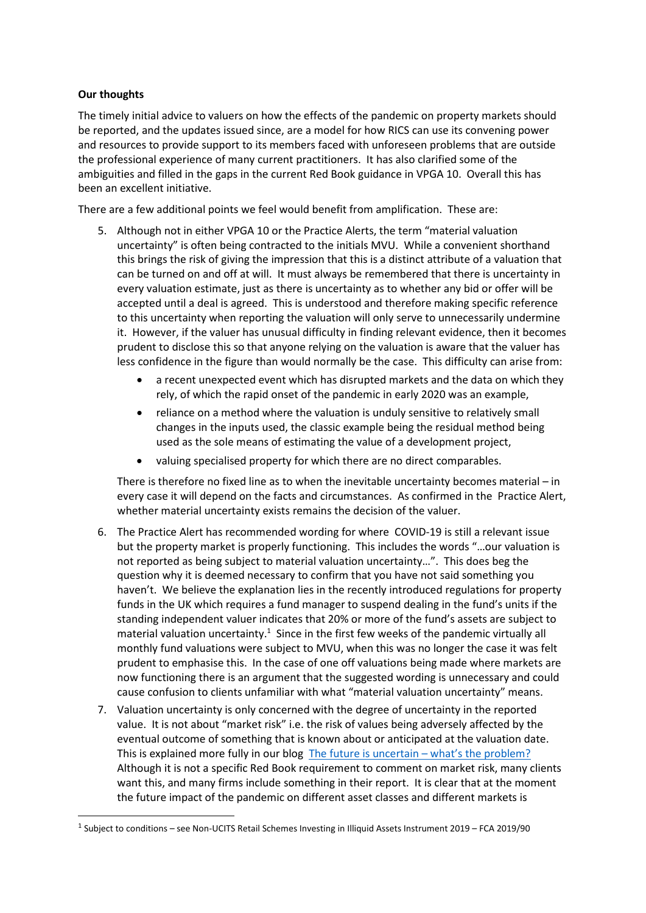**Our thoughts**

The timely initial advice to valuers on how the effects of the pandemic on property markets should be reported, and the updates issued since, are a model for how RICS can use its convening power and resources to provide support to its members faced with unforeseen problems that are outside the professional experience of many current practitioners. It has also clarified some of the ambiguities and filled in the gaps in the current Red Book guidance in VPGA 10. Overall this has been an excellent initiative.

There are a few additional points we feel would benefit from amplification. These are:

5. Although not in either VPGA 10 or the Practice Alerts, the term "material valuation uncertainty" is often being contracted to the initials MVU. While a convenient shorthand this brings the risk of giving the impression that this is a distinct attribute of a valuation that can be turned on and off at will. It must always be remembered that there is uncertainty in every valuation estimate, just as there is uncertainty as to whether any bid or offer will be accepted until a deal is agreed. This is understood and therefore making specific reference to this uncertainty when reporting the valuation will only serve to unnecessarily undermine it. However, if the valuer has unusual difficulty in finding relevant evidence, then it becomes prudent to disclose this so that anyone relying on the valuation is aware that the valuer has less confidence in the figure than would normally be the case. This difficulty can arise from:
    - a recent unexpected event which has disrupted markets and the data on which they rely, of which the rapid onset of the pandemic in early 2020 was an example,
    - reliance on a method where the valuation is unduly sensitive to relatively small changes in the inputs used, the classic example being the residual method being used as the sole means of estimating the value of a development project,
    - valuing specialised property for which there are no direct comparables.

    There is therefore no fixed line as to when the inevitable uncertainty becomes material – in every case it will depend on the facts and circumstances. As confirmed in the Practice Alert, whether material uncertainty exists remains the decision of the valuer.

6. The Practice Alert has recommended wording for where COVID-19 is still a relevant issue but the property market is properly functioning. This includes the words "…our valuation is not reported as being subject to material valuation uncertainty…". This does beg the question why it is deemed necessary to confirm that you have not said something you haven't. We believe the explanation lies in the recently introduced regulations for property funds in the UK which requires a fund manager to suspend dealing in the fund's units if the standing independent valuer indicates that 20% or more of the fund's assets are subject to material valuation uncertainty.[1] Since in the first few weeks of the pandemic virtually all monthly fund valuations were subject to MVU, when this was no longer the case it was felt prudent to emphasise this. In the case of one off valuations being made where markets are now functioning there is an argument that the suggested wording is unnecessary and could cause confusion to clients unfamiliar with what "material valuation uncertainty" means.

7. Valuation uncertainty is only concerned with the degree of uncertainty in the reported value. It is not about "market risk" i.e. the risk of values being adversely affected by the eventual outcome of something that is known about or anticipated at the valuation date. This is explained more fully in our blog [The future is uncertain – what's the problem?](#) Although it is not a specific Red Book requirement to comment on market risk, many clients want this, and many firms include something in their report. It is clear that at the moment the future impact of the pandemic on different asset classes and different markets is

[1] Subject to conditions – see Non-UCITS Retail Schemes Investing in Illiquid Assets Instrument 2019 – FCA 2019/90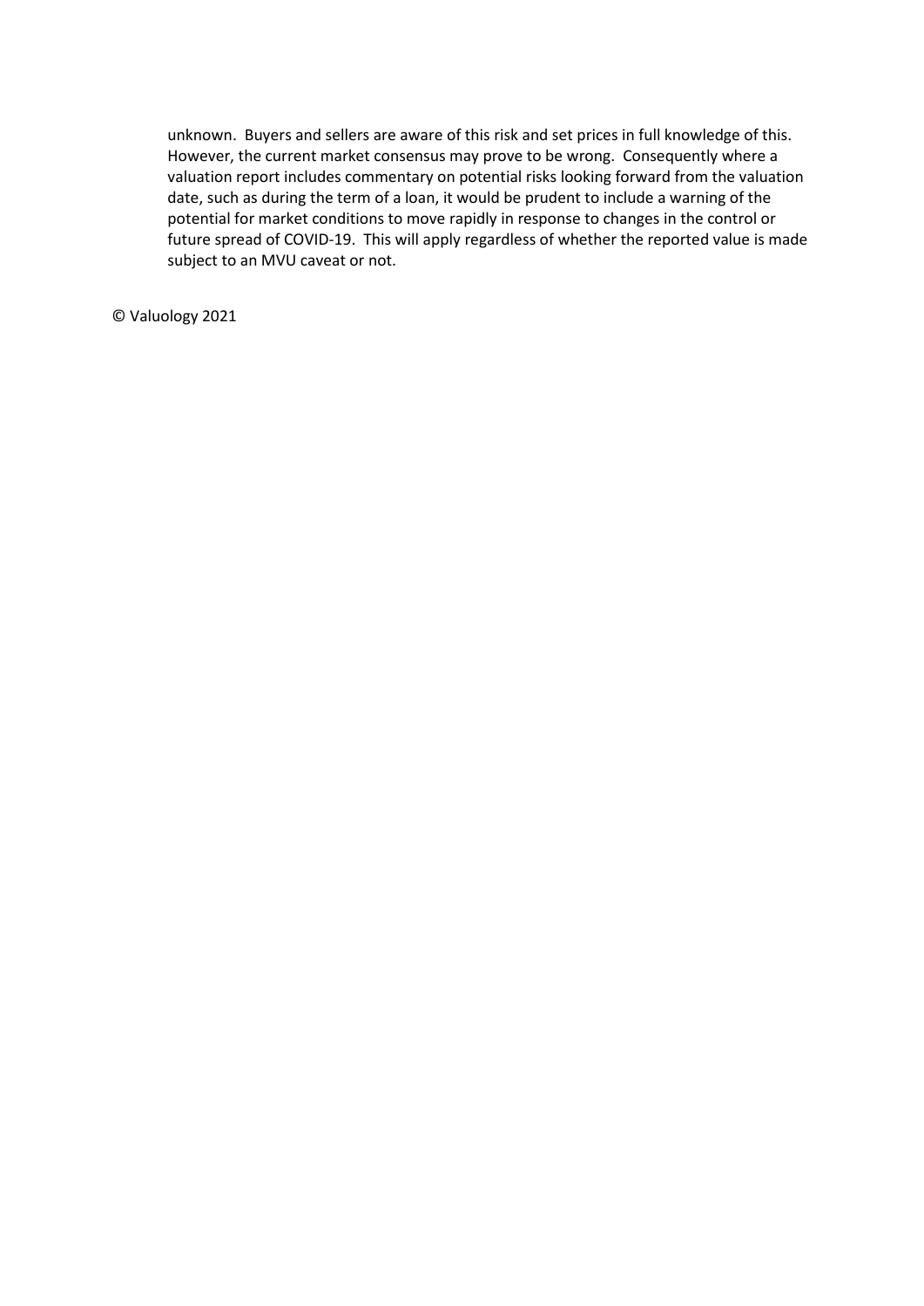unknown. Buyers and sellers are aware of this risk and set prices in full knowledge of this. However, the current market consensus may prove to be wrong. Consequently where a valuation report includes commentary on potential risks looking forward from the valuation date, such as during the term of a loan, it would be prudent to include a warning of the potential for market conditions to move rapidly in response to changes in the control or future spread of COVID-19. This will apply regardless of whether the reported value is made subject to an MVU caveat or not.

© Valuology 2021